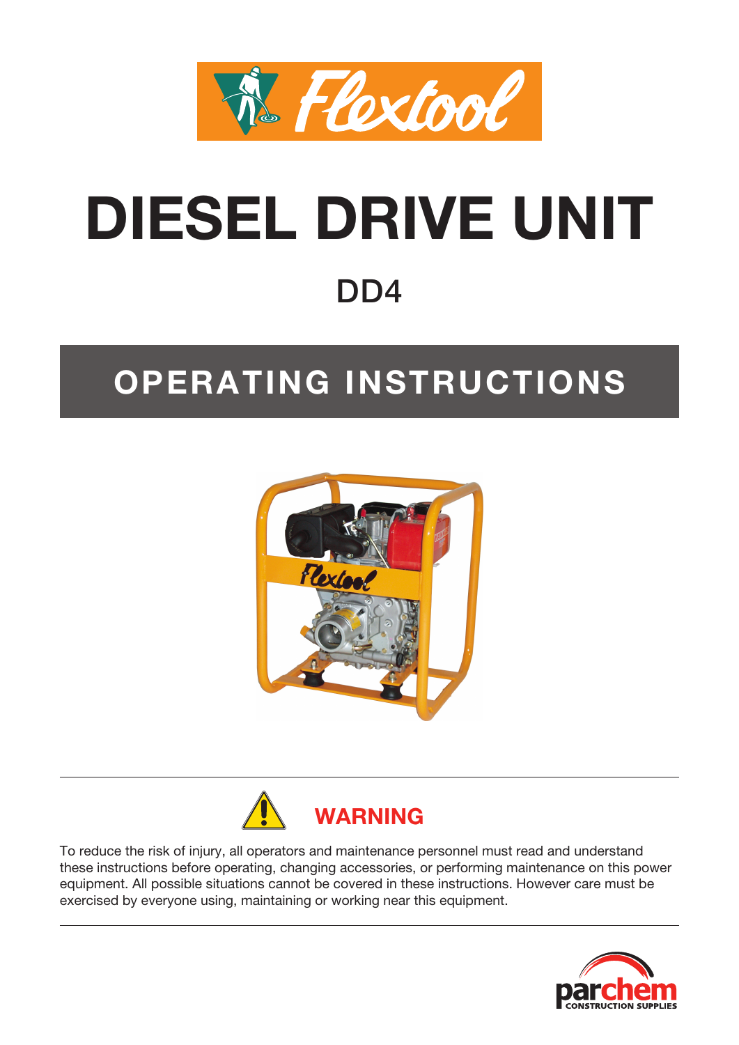Flextool

# DIESEL DRIVE UNIT

## DD4

## OPERATING INSTRUCTIONS

### WARNING

To reduce the risk of injury, all operators and maintenance personnel must read and understand these instructions before operating, changing accessories, or performing maintenance on this power equipment. All possible situations cannot be covered in these instructions. However care must be exercised by everyone using, maintaining or working near this equipment.

parchem CONSTRUCTION SUPPLIES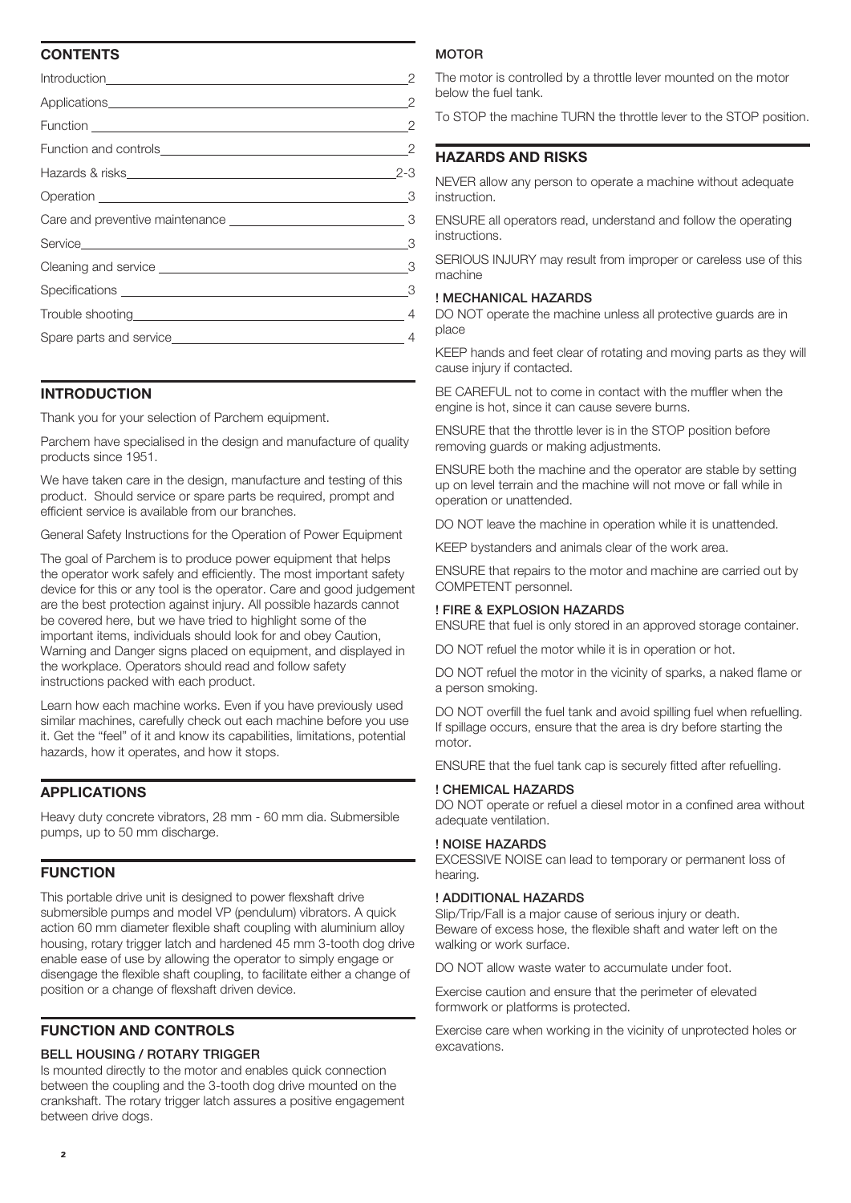## CONTENTS

| | |
|---|---|
| Introduction | 2 |
| Applications | 2 |
| Function | 2 |
| Function and controls | 2 |
| Hazards & risks | 2-3 |
| Operation | 3 |
| Care and preventive maintenance | 3 |
| Service | 3 |
| Cleaning and service | 3 |
| Specifications | 3 |
| Trouble shooting | 4 |
| Spare parts and service | 4 |

## INTRODUCTION

Thank you for your selection of Parchem equipment.

Parchem have specialised in the design and manufacture of quality products since 1951.

We have taken care in the design, manufacture and testing of this product. Should service or spare parts be required, prompt and efficient service is available from our branches.

General Safety Instructions for the Operation of Power Equipment

The goal of Parchem is to produce power equipment that helps the operator work safely and efficiently. The most important safety device for this or any tool is the operator. Care and good judgement are the best protection against injury. All possible hazards cannot be covered here, but we have tried to highlight some of the important items, individuals should look for and obey Caution, Warning and Danger signs placed on equipment, and displayed in the workplace. Operators should read and follow safety instructions packed with each product.

Learn how each machine works. Even if you have previously used similar machines, carefully check out each machine before you use it. Get the "feel" of it and know its capabilities, limitations, potential hazards, how it operates, and how it stops.

## APPLICATIONS

Heavy duty concrete vibrators, 28 mm - 60 mm dia. Submersible pumps, up to 50 mm discharge.

## FUNCTION

This portable drive unit is designed to power flexshaft drive submersible pumps and model VP (pendulum) vibrators. A quick action 60 mm diameter flexible shaft coupling with aluminium alloy housing, rotary trigger latch and hardened 45 mm 3-tooth dog drive enable ease of use by allowing the operator to simply engage or disengage the flexible shaft coupling, to facilitate either a change of position or a change of flexshaft driven device.

## FUNCTION AND CONTROLS

### BELL HOUSING / ROTARY TRIGGER

Is mounted directly to the motor and enables quick connection between the coupling and the 3-tooth dog drive mounted on the crankshaft. The rotary trigger latch assures a positive engagement between drive dogs.

### MOTOR

The motor is controlled by a throttle lever mounted on the motor below the fuel tank.

To STOP the machine TURN the throttle lever to the STOP position.

## HAZARDS AND RISKS

NEVER allow any person to operate a machine without adequate instruction.

ENSURE all operators read, understand and follow the operating instructions.

SERIOUS INJURY may result from improper or careless use of this machine

### ! MECHANICAL HAZARDS

DO NOT operate the machine unless all protective guards are in place

KEEP hands and feet clear of rotating and moving parts as they will cause injury if contacted.

BE CAREFUL not to come in contact with the muffler when the engine is hot, since it can cause severe burns.

ENSURE that the throttle lever is in the STOP position before removing guards or making adjustments.

ENSURE both the machine and the operator are stable by setting up on level terrain and the machine will not move or fall while in operation or unattended.

DO NOT leave the machine in operation while it is unattended.

KEEP bystanders and animals clear of the work area.

ENSURE that repairs to the motor and machine are carried out by COMPETENT personnel.

### ! FIRE & EXPLOSION HAZARDS

ENSURE that fuel is only stored in an approved storage container.

DO NOT refuel the motor while it is in operation or hot.

DO NOT refuel the motor in the vicinity of sparks, a naked flame or a person smoking.

DO NOT overfill the fuel tank and avoid spilling fuel when refuelling. If spillage occurs, ensure that the area is dry before starting the motor.

ENSURE that the fuel tank cap is securely fitted after refuelling.

### ! CHEMICAL HAZARDS

DO NOT operate or refuel a diesel motor in a confined area without adequate ventilation.

### ! NOISE HAZARDS

EXCESSIVE NOISE can lead to temporary or permanent loss of hearing.

### ! ADDITIONAL HAZARDS

Slip/Trip/Fall is a major cause of serious injury or death. Beware of excess hose, the flexible shaft and water left on the walking or work surface.

DO NOT allow waste water to accumulate under foot.

Exercise caution and ensure that the perimeter of elevated formwork or platforms is protected.

Exercise care when working in the vicinity of unprotected holes or excavations.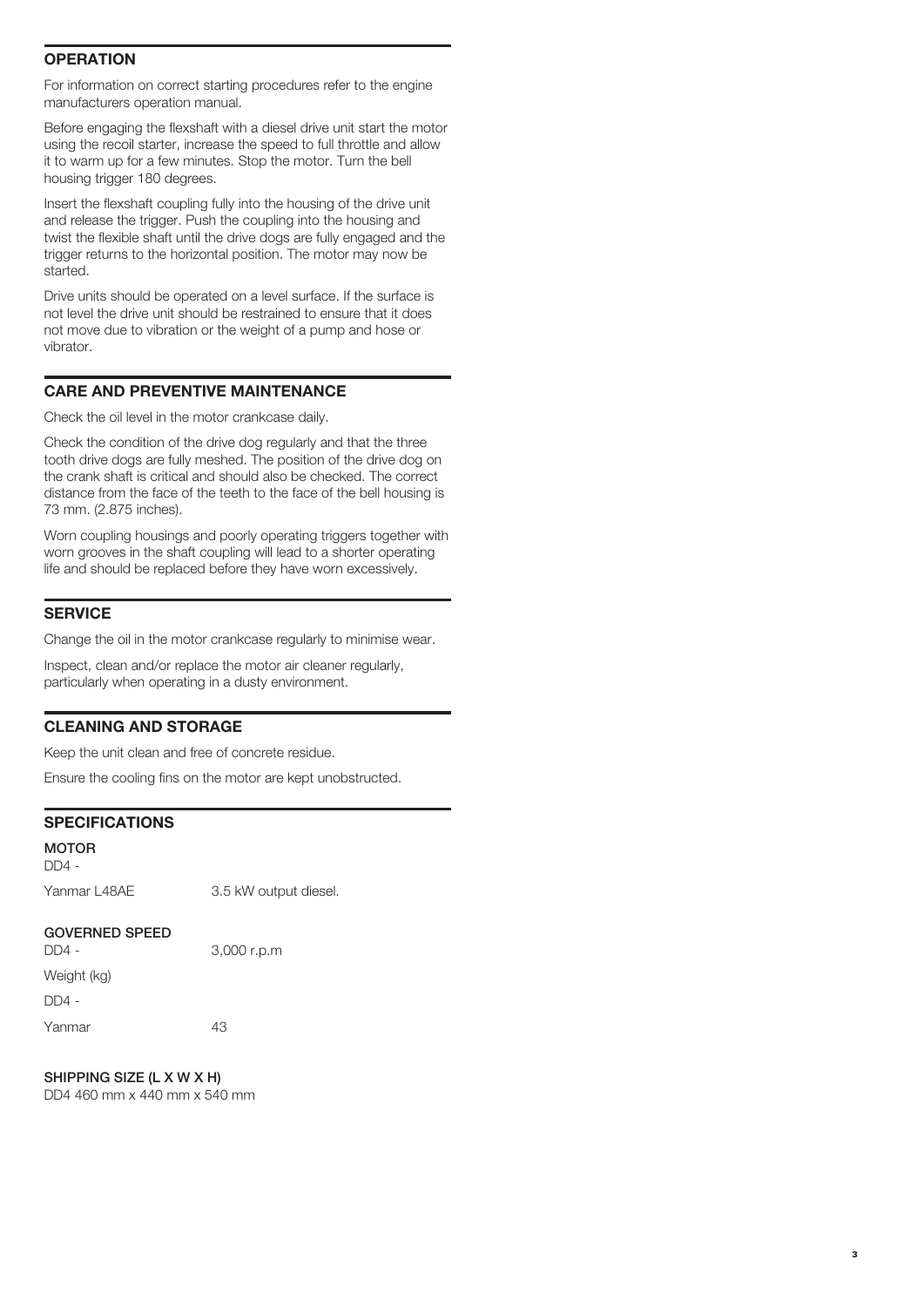## OPERATION

For information on correct starting procedures refer to the engine manufacturers operation manual.

Before engaging the flexshaft with a diesel drive unit start the motor using the recoil starter, increase the speed to full throttle and allow it to warm up for a few minutes. Stop the motor. Turn the bell housing trigger 180 degrees.

Insert the flexshaft coupling fully into the housing of the drive unit and release the trigger. Push the coupling into the housing and twist the flexible shaft until the drive dogs are fully engaged and the trigger returns to the horizontal position. The motor may now be started.

Drive units should be operated on a level surface. If the surface is not level the drive unit should be restrained to ensure that it does not move due to vibration or the weight of a pump and hose or vibrator.

## CARE AND PREVENTIVE MAINTENANCE

Check the oil level in the motor crankcase daily.

Check the condition of the drive dog regularly and that the three tooth drive dogs are fully meshed. The position of the drive dog on the crank shaft is critical and should also be checked. The correct distance from the face of the teeth to the face of the bell housing is 73 mm. (2.875 inches).

Worn coupling housings and poorly operating triggers together with worn grooves in the shaft coupling will lead to a shorter operating life and should be replaced before they have worn excessively.

## SERVICE

Change the oil in the motor crankcase regularly to minimise wear.

Inspect, clean and/or replace the motor air cleaner regularly, particularly when operating in a dusty environment.

## CLEANING AND STORAGE

Keep the unit clean and free of concrete residue.

Ensure the cooling fins on the motor are kept unobstructed.

## SPECIFICATIONS

**MOTOR**

DD4 -

Yanmar L48AE 3.5 kW output diesel.

**GOVERNED SPEED**

DD4 - 3,000 r.p.m

Weight (kg)

DD4 -

Yanmar 43

**SHIPPING SIZE (L X W X H)**

DD4 460 mm x 440 mm x 540 mm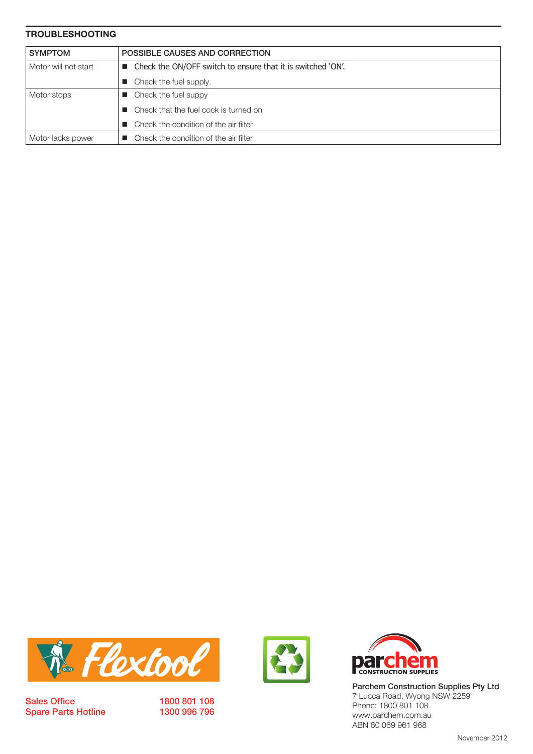## TROUBLESHOOTING

| SYMPTOM | POSSIBLE CAUSES AND CORRECTION |
|---|---|
| Motor will not start | ■ Check the ON/OFF switch to ensure that it is switched 'ON'. |
| | ■ Check the fuel supply. |
| Motor stops | ■ Check the fuel suppy |
| | ■ Check that the fuel cock is turned on |
| | ■ Check the condition of the air filter |
| Motor lacks power | ■ Check the condition of the air filter |

Flextool

Sales Office 1800 801 108
Spare Parts Hotline 1300 996 796

parchem CONSTRUCTION SUPPLIES

**Parchem Construction Supplies Pty Ltd**
7 Lucca Road, Wyong NSW 2259
Phone: 1800 801 108
www.parchem.com.au
ABN 80 069 961 968

November 2012